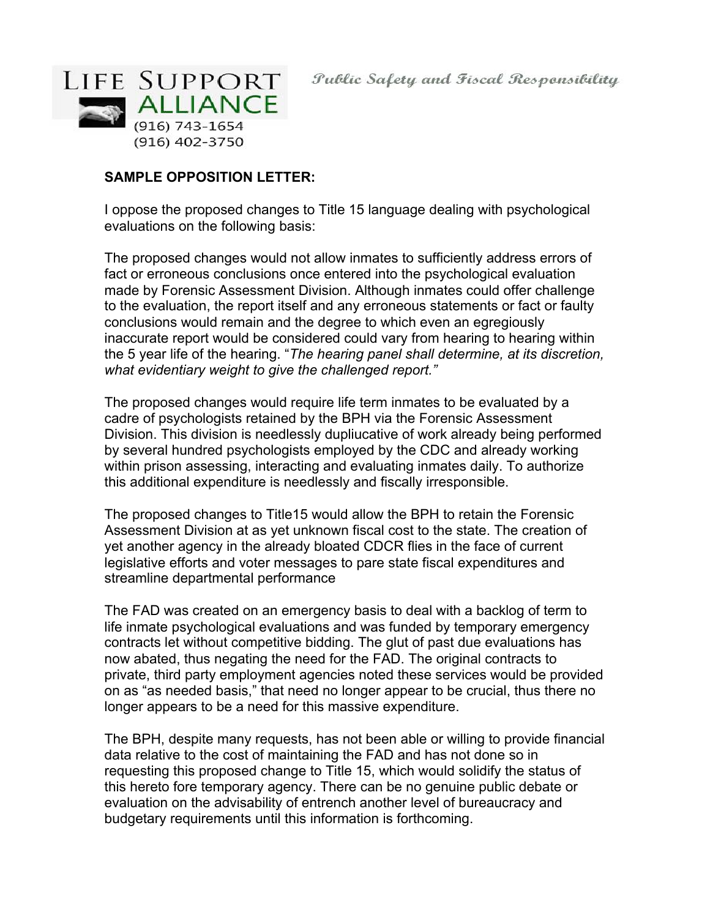# LIFE SUPPORT ALLIANCE

(916) 743-1654
(916) 402-3750

*Public Safety and Fiscal Responsibility*

**SAMPLE OPPOSITION LETTER:**

I oppose the proposed changes to Title 15 language dealing with psychological evaluations on the following basis:

The proposed changes would not allow inmates to sufficiently address errors of fact or erroneous conclusions once entered into the psychological evaluation made by Forensic Assessment Division. Although inmates could offer challenge to the evaluation, the report itself and any erroneous statements or fact or faulty conclusions would remain and the degree to which even an egregiously inaccurate report would be considered could vary from hearing to hearing within the 5 year life of the hearing. "*The hearing panel shall determine, at its discretion, what evidentiary weight to give the challenged report.*"

The proposed changes would require life term inmates to be evaluated by a cadre of psychologists retained by the BPH via the Forensic Assessment Division. This division is needlessly dupliucative of work already being performed by several hundred psychologists employed by the CDC and already working within prison assessing, interacting and evaluating inmates daily. To authorize this additional expenditure is needlessly and fiscally irresponsible.

The proposed changes to Title15 would allow the BPH to retain the Forensic Assessment Division at as yet unknown fiscal cost to the state. The creation of yet another agency in the already bloated CDCR flies in the face of current legislative efforts and voter messages to pare state fiscal expenditures and streamline departmental performance

The FAD was created on an emergency basis to deal with a backlog of term to life inmate psychological evaluations and was funded by temporary emergency contracts let without competitive bidding. The glut of past due evaluations has now abated, thus negating the need for the FAD. The original contracts to private, third party employment agencies noted these services would be provided on as "as needed basis," that need no longer appear to be crucial, thus there no longer appears to be a need for this massive expenditure.

The BPH, despite many requests, has not been able or willing to provide financial data relative to the cost of maintaining the FAD and has not done so in requesting this proposed change to Title 15, which would solidify the status of this hereto fore temporary agency. There can be no genuine public debate or evaluation on the advisability of entrench another level of bureaucracy and budgetary requirements until this information is forthcoming.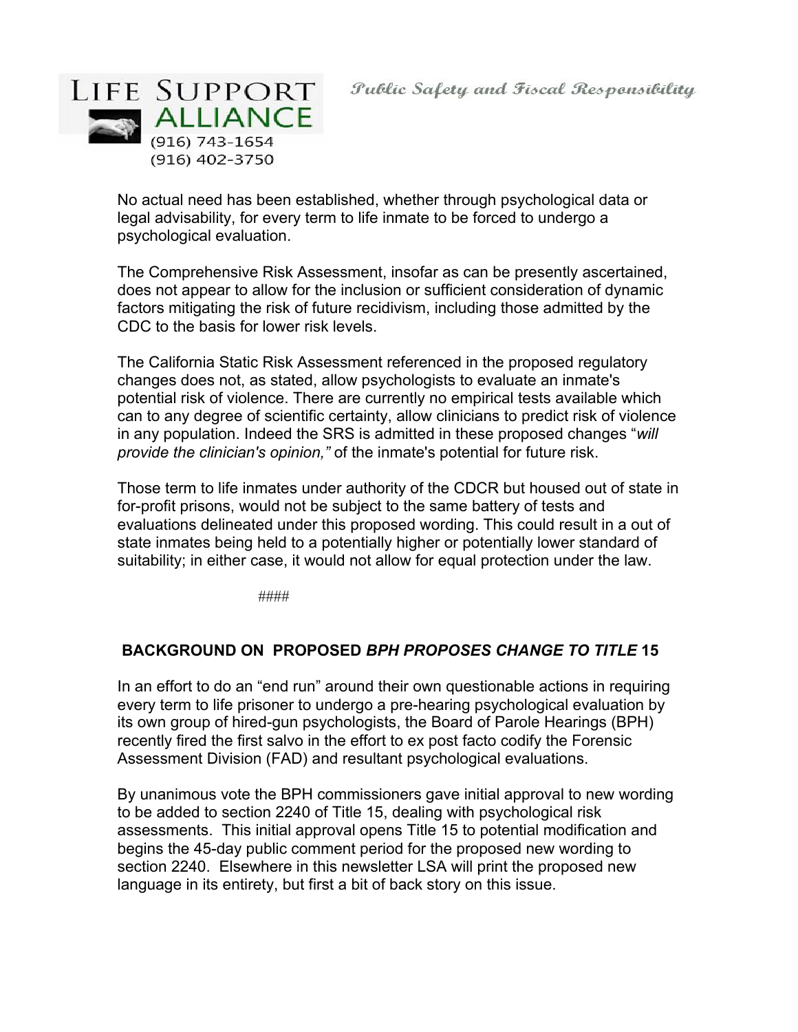No actual need has been established, whether through psychological data or legal advisability, for every term to life inmate to be forced to undergo a psychological evaluation.

The Comprehensive Risk Assessment, insofar as can be presently ascertained, does not appear to allow for the inclusion or sufficient consideration of dynamic factors mitigating the risk of future recidivism, including those admitted by the CDC to the basis for lower risk levels.

The California Static Risk Assessment referenced in the proposed regulatory changes does not, as stated, allow psychologists to evaluate an inmate's potential risk of violence. There are currently no empirical tests available which can to any degree of scientific certainty, allow clinicians to predict risk of violence in any population. Indeed the SRS is admitted in these proposed changes "*will provide the clinician's opinion,*" of the inmate's potential for future risk.

Those term to life inmates under authority of the CDCR but housed out of state in for-profit prisons, would not be subject to the same battery of tests and evaluations delineated under this proposed wording. This could result in a out of state inmates being held to a potentially higher or potentially lower standard of suitability; in either case, it would not allow for equal protection under the law.

####

## BACKGROUND ON PROPOSED *BPH PROPOSES CHANGE TO TITLE* 15

In an effort to do an "end run" around their own questionable actions in requiring every term to life prisoner to undergo a pre-hearing psychological evaluation by its own group of hired-gun psychologists, the Board of Parole Hearings (BPH) recently fired the first salvo in the effort to ex post facto codify the Forensic Assessment Division (FAD) and resultant psychological evaluations.

By unanimous vote the BPH commissioners gave initial approval to new wording to be added to section 2240 of Title 15, dealing with psychological risk assessments. This initial approval opens Title 15 to potential modification and begins the 45-day public comment period for the proposed new wording to section 2240. Elsewhere in this newsletter LSA will print the proposed new language in its entirety, but first a bit of back story on this issue.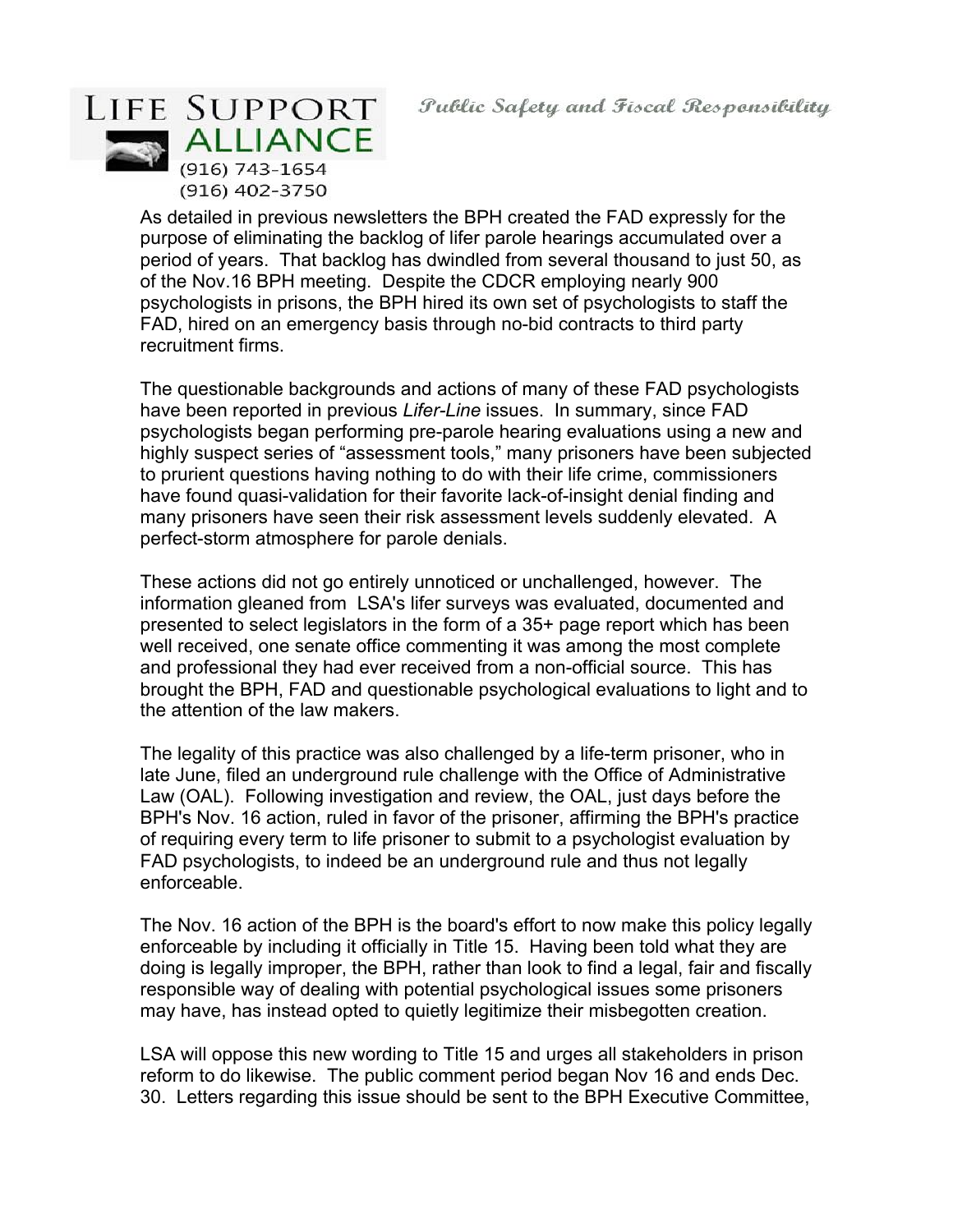As detailed in previous newsletters the BPH created the FAD expressly for the purpose of eliminating the backlog of lifer parole hearings accumulated over a period of years. That backlog has dwindled from several thousand to just 50, as of the Nov.16 BPH meeting. Despite the CDCR employing nearly 900 psychologists in prisons, the BPH hired its own set of psychologists to staff the FAD, hired on an emergency basis through no-bid contracts to third party recruitment firms.

The questionable backgrounds and actions of many of these FAD psychologists have been reported in previous *Lifer-Line* issues. In summary, since FAD psychologists began performing pre-parole hearing evaluations using a new and highly suspect series of "assessment tools," many prisoners have been subjected to prurient questions having nothing to do with their life crime, commissioners have found quasi-validation for their favorite lack-of-insight denial finding and many prisoners have seen their risk assessment levels suddenly elevated. A perfect-storm atmosphere for parole denials.

These actions did not go entirely unnoticed or unchallenged, however. The information gleaned from LSA's lifer surveys was evaluated, documented and presented to select legislators in the form of a 35+ page report which has been well received, one senate office commenting it was among the most complete and professional they had ever received from a non-official source. This has brought the BPH, FAD and questionable psychological evaluations to light and to the attention of the law makers.

The legality of this practice was also challenged by a life-term prisoner, who in late June, filed an underground rule challenge with the Office of Administrative Law (OAL). Following investigation and review, the OAL, just days before the BPH's Nov. 16 action, ruled in favor of the prisoner, affirming the BPH's practice of requiring every term to life prisoner to submit to a psychologist evaluation by FAD psychologists, to indeed be an underground rule and thus not legally enforceable.

The Nov. 16 action of the BPH is the board's effort to now make this policy legally enforceable by including it officially in Title 15. Having been told what they are doing is legally improper, the BPH, rather than look to find a legal, fair and fiscally responsible way of dealing with potential psychological issues some prisoners may have, has instead opted to quietly legitimize their misbegotten creation.

LSA will oppose this new wording to Title 15 and urges all stakeholders in prison reform to do likewise. The public comment period began Nov 16 and ends Dec. 30. Letters regarding this issue should be sent to the BPH Executive Committee,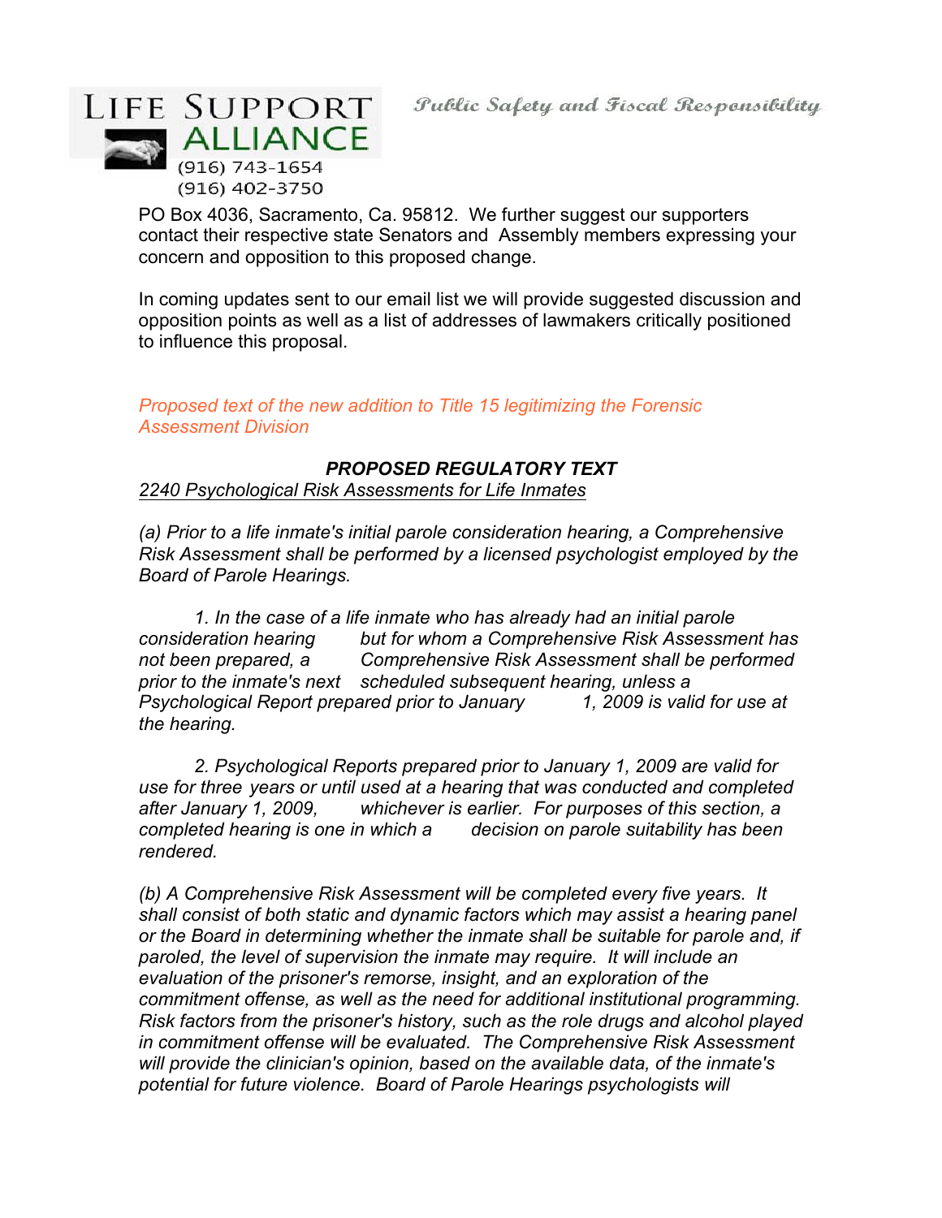LIFE SUPPORT ALLIANCE

(916) 743-1654
(916) 402-3750

*Public Safety and Fiscal Responsibility*

PO Box 4036, Sacramento, Ca. 95812. We further suggest our supporters contact their respective state Senators and Assembly members expressing your concern and opposition to this proposed change.

In coming updates sent to our email list we will provide suggested discussion and opposition points as well as a list of addresses of lawmakers critically positioned to influence this proposal.

*Proposed text of the new addition to Title 15 legitimizing the Forensic Assessment Division*

***PROPOSED REGULATORY TEXT***

*2240 Psychological Risk Assessments for Life Inmates*

*(a) Prior to a life inmate's initial parole consideration hearing, a Comprehensive Risk Assessment shall be performed by a licensed psychologist employed by the Board of Parole Hearings.*

*1. In the case of a life inmate who has already had an initial parole consideration hearing but for whom a Comprehensive Risk Assessment has not been prepared, a Comprehensive Risk Assessment shall be performed prior to the inmate's next scheduled subsequent hearing, unless a Psychological Report prepared prior to January 1, 2009 is valid for use at the hearing.*

*2. Psychological Reports prepared prior to January 1, 2009 are valid for use for three years or until used at a hearing that was conducted and completed after January 1, 2009, whichever is earlier. For purposes of this section, a completed hearing is one in which a decision on parole suitability has been rendered.*

*(b) A Comprehensive Risk Assessment will be completed every five years. It shall consist of both static and dynamic factors which may assist a hearing panel or the Board in determining whether the inmate shall be suitable for parole and, if paroled, the level of supervision the inmate may require. It will include an evaluation of the prisoner's remorse, insight, and an exploration of the commitment offense, as well as the need for additional institutional programming. Risk factors from the prisoner's history, such as the role drugs and alcohol played in commitment offense will be evaluated. The Comprehensive Risk Assessment will provide the clinician's opinion, based on the available data, of the inmate's potential for future violence. Board of Parole Hearings psychologists will*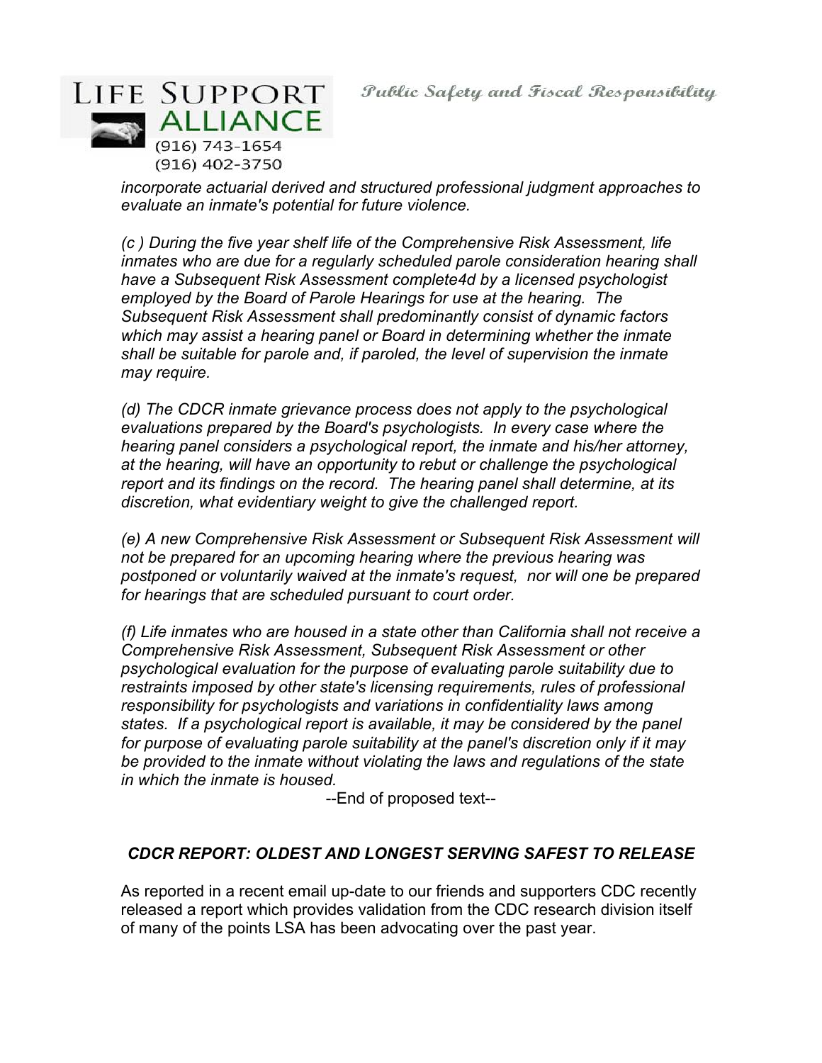*incorporate actuarial derived and structured professional judgment approaches to evaluate an inmate's potential for future violence.*

*(c ) During the five year shelf life of the Comprehensive Risk Assessment, life inmates who are due for a regularly scheduled parole consideration hearing shall have a Subsequent Risk Assessment complete4d by a licensed psychologist employed by the Board of Parole Hearings for use at the hearing. The Subsequent Risk Assessment shall predominantly consist of dynamic factors which may assist a hearing panel or Board in determining whether the inmate shall be suitable for parole and, if paroled, the level of supervision the inmate may require.*

*(d) The CDCR inmate grievance process does not apply to the psychological evaluations prepared by the Board's psychologists. In every case where the hearing panel considers a psychological report, the inmate and his/her attorney, at the hearing, will have an opportunity to rebut or challenge the psychological report and its findings on the record. The hearing panel shall determine, at its discretion, what evidentiary weight to give the challenged report.*

*(e) A new Comprehensive Risk Assessment or Subsequent Risk Assessment will not be prepared for an upcoming hearing where the previous hearing was postponed or voluntarily waived at the inmate's request, nor will one be prepared for hearings that are scheduled pursuant to court order.*

*(f) Life inmates who are housed in a state other than California shall not receive a Comprehensive Risk Assessment, Subsequent Risk Assessment or other psychological evaluation for the purpose of evaluating parole suitability due to restraints imposed by other state's licensing requirements, rules of professional responsibility for psychologists and variations in confidentiality laws among states. If a psychological report is available, it may be considered by the panel for purpose of evaluating parole suitability at the panel's discretion only if it may be provided to the inmate without violating the laws and regulations of the state in which the inmate is housed.*

--End of proposed text--

### *CDCR REPORT: OLDEST AND LONGEST SERVING SAFEST TO RELEASE*

As reported in a recent email up-date to our friends and supporters CDC recently released a report which provides validation from the CDC research division itself of many of the points LSA has been advocating over the past year.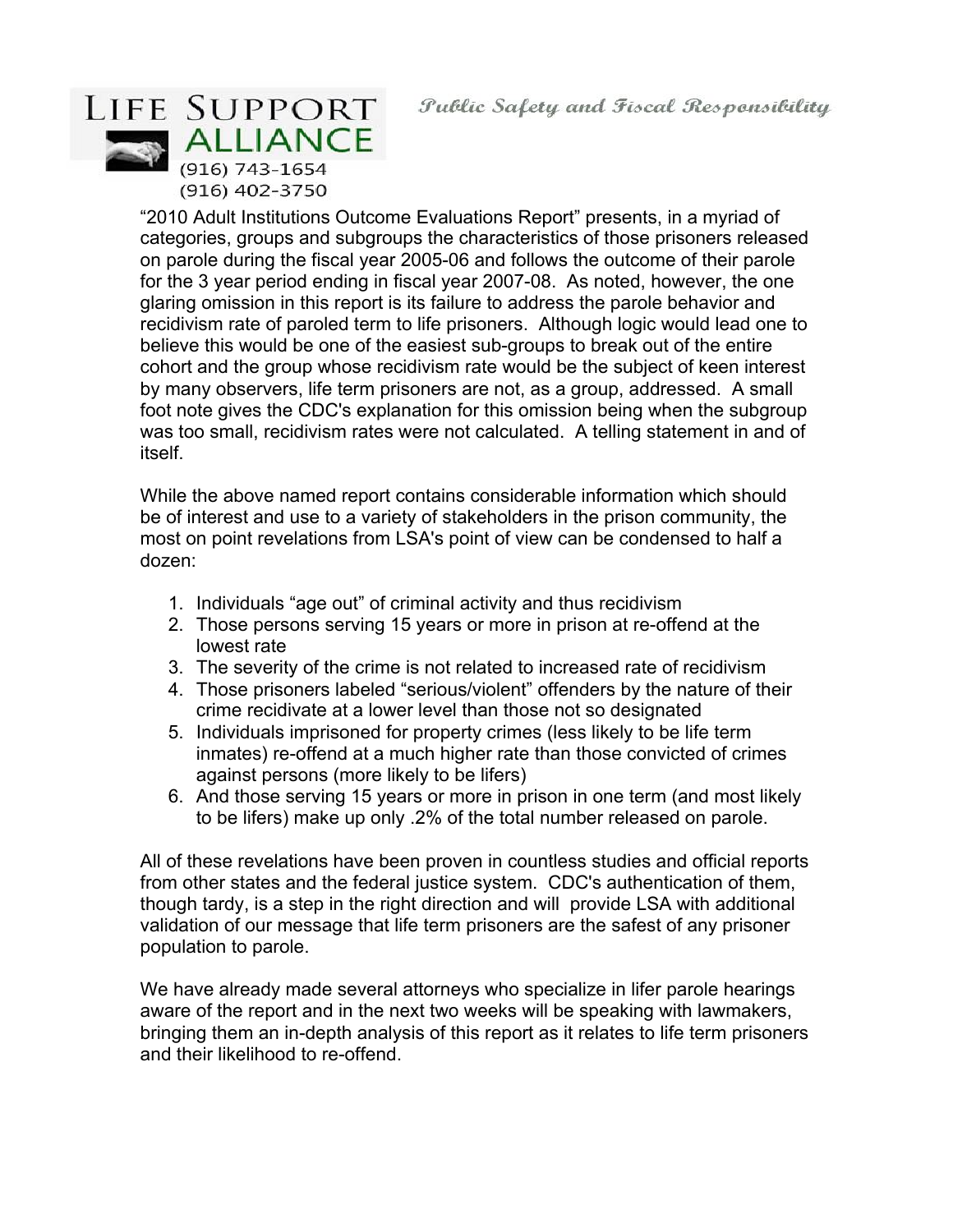LIFE SUPPORT ALLIANCE

(916) 743-1654
(916) 402-3750

*Public Safety and Fiscal Responsibility*

"2010 Adult Institutions Outcome Evaluations Report" presents, in a myriad of categories, groups and subgroups the characteristics of those prisoners released on parole during the fiscal year 2005-06 and follows the outcome of their parole for the 3 year period ending in fiscal year 2007-08. As noted, however, the one glaring omission in this report is its failure to address the parole behavior and recidivism rate of paroled term to life prisoners. Although logic would lead one to believe this would be one of the easiest sub-groups to break out of the entire cohort and the group whose recidivism rate would be the subject of keen interest by many observers, life term prisoners are not, as a group, addressed. A small foot note gives the CDC's explanation for this omission being when the subgroup was too small, recidivism rates were not calculated. A telling statement in and of itself.

While the above named report contains considerable information which should be of interest and use to a variety of stakeholders in the prison community, the most on point revelations from LSA's point of view can be condensed to half a dozen:

1. Individuals "age out" of criminal activity and thus recidivism
2. Those persons serving 15 years or more in prison at re-offend at the lowest rate
3. The severity of the crime is not related to increased rate of recidivism
4. Those prisoners labeled "serious/violent" offenders by the nature of their crime recidivate at a lower level than those not so designated
5. Individuals imprisoned for property crimes (less likely to be life term inmates) re-offend at a much higher rate than those convicted of crimes against persons (more likely to be lifers)
6. And those serving 15 years or more in prison in one term (and most likely to be lifers) make up only .2% of the total number released on parole.

All of these revelations have been proven in countless studies and official reports from other states and the federal justice system. CDC's authentication of them, though tardy, is a step in the right direction and will provide LSA with additional validation of our message that life term prisoners are the safest of any prisoner population to parole.

We have already made several attorneys who specialize in lifer parole hearings aware of the report and in the next two weeks will be speaking with lawmakers, bringing them an in-depth analysis of this report as it relates to life term prisoners and their likelihood to re-offend.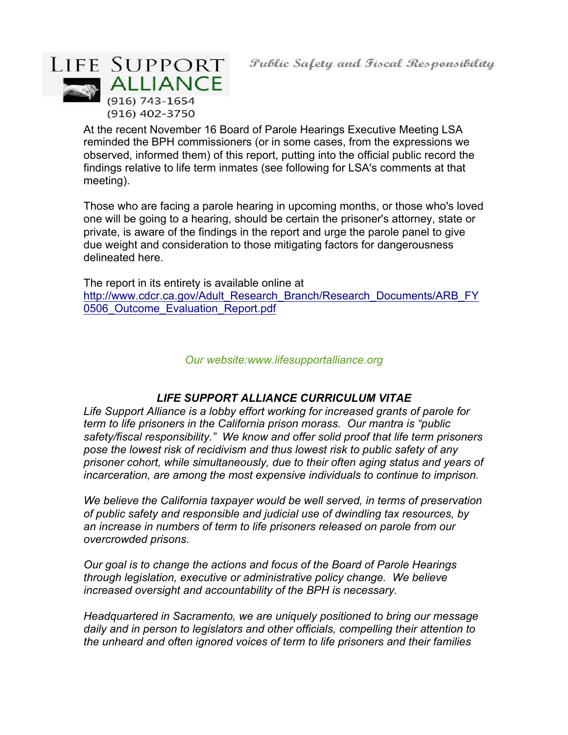LIFE SUPPORT ALLIANCE

(916) 743-1654
(916) 402-3750

*Public Safety and Fiscal Responsibility*

At the recent November 16 Board of Parole Hearings Executive Meeting LSA reminded the BPH commissioners (or in some cases, from the expressions we observed, informed them) of this report, putting into the official public record the findings relative to life term inmates (see following for LSA's comments at that meeting).

Those who are facing a parole hearing in upcoming months, or those who's loved one will be going to a hearing, should be certain the prisoner's attorney, state or private, is aware of the findings in the report and urge the parole panel to give due weight and consideration to those mitigating factors for dangerousness delineated here.

The report in its entirety is available online at
http://www.cdcr.ca.gov/Adult_Research_Branch/Research_Documents/ARB_FY0506_Outcome_Evaluation_Report.pdf

*Our website:www.lifesupportalliance.org*

### *LIFE SUPPORT ALLIANCE CURRICULUM VITAE*

*Life Support Alliance is a lobby effort working for increased grants of parole for term to life prisoners in the California prison morass. Our mantra is "public safety/fiscal responsibility." We know and offer solid proof that life term prisoners pose the lowest risk of recidivism and thus lowest risk to public safety of any prisoner cohort, while simultaneously, due to their often aging status and years of incarceration, are among the most expensive individuals to continue to imprison.*

*We believe the California taxpayer would be well served, in terms of preservation of public safety and responsible and judicial use of dwindling tax resources, by an increase in numbers of term to life prisoners released on parole from our overcrowded prisons.*

*Our goal is to change the actions and focus of the Board of Parole Hearings through legislation, executive or administrative policy change. We believe increased oversight and accountability of the BPH is necessary.*

*Headquartered in Sacramento, we are uniquely positioned to bring our message daily and in person to legislators and other officials, compelling their attention to the unheard and often ignored voices of term to life prisoners and their families*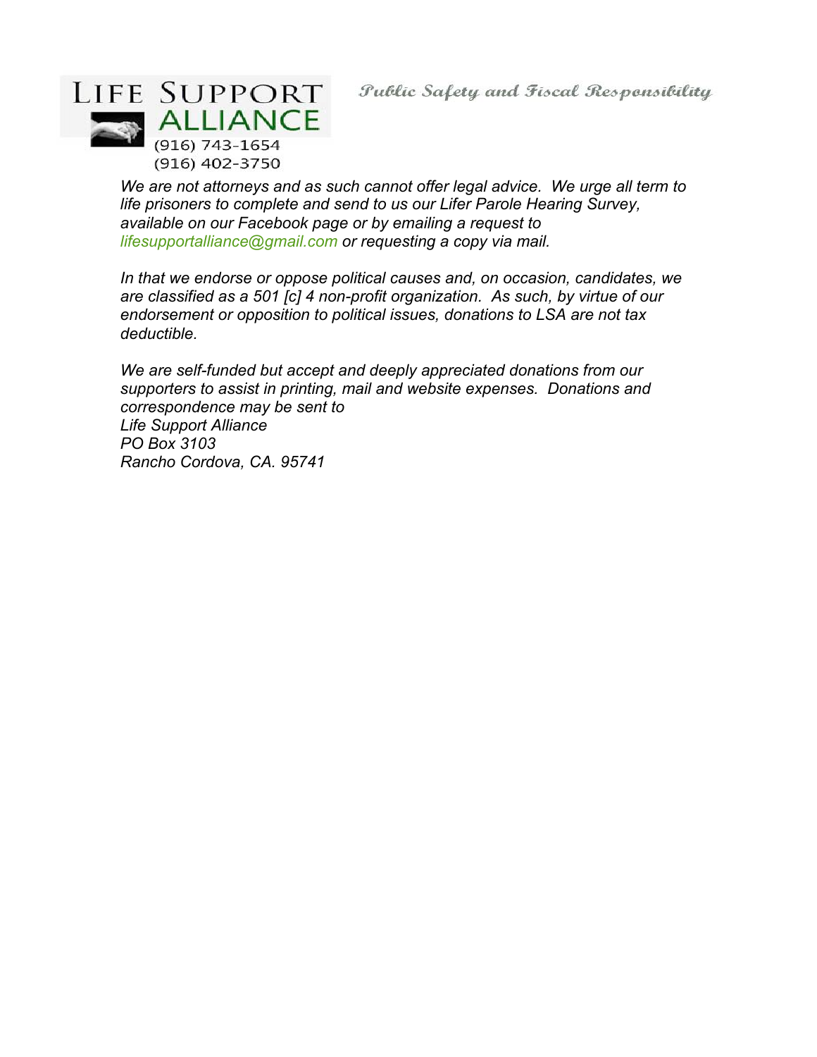LIFE SUPPORT ALLIANCE

*Public Safety and Fiscal Responsibility*

(916) 743-1654
(916) 402-3750

*We are not attorneys and as such cannot offer legal advice. We urge all term to life prisoners to complete and send to us our Lifer Parole Hearing Survey, available on our Facebook page or by emailing a request to lifesupportalliance@gmail.com or requesting a copy via mail.*

*In that we endorse or oppose political causes and, on occasion, candidates, we are classified as a 501 [c] 4 non-profit organization. As such, by virtue of our endorsement or opposition to political issues, donations to LSA are not tax deductible.*

*We are self-funded but accept and deeply appreciated donations from our supporters to assist in printing, mail and website expenses. Donations and correspondence may be sent to*
*Life Support Alliance*
*PO Box 3103*
*Rancho Cordova, CA. 95741*